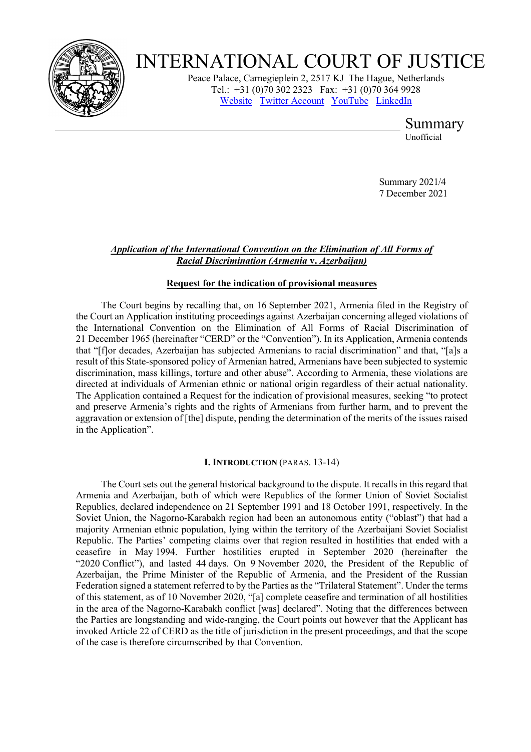# INTERNATIONAL COURT OF JUSTICE

Peace Palace, Carnegieplein 2, 2517 KJ The Hague, Netherlands
Tel.: +31 (0)70 302 2323 Fax: +31 (0)70 364 9928
Website Twitter Account YouTube LinkedIn

## Summary

Unofficial

Summary 2021/4
7 December 2021

***Application of the International Convention on the Elimination of All Forms of Racial Discrimination (Armenia* v. *Azerbaijan)***

**Request for the indication of provisional measures**

The Court begins by recalling that, on 16 September 2021, Armenia filed in the Registry of the Court an Application instituting proceedings against Azerbaijan concerning alleged violations of the International Convention on the Elimination of All Forms of Racial Discrimination of 21 December 1965 (hereinafter "CERD" or the "Convention"). In its Application, Armenia contends that "[f]or decades, Azerbaijan has subjected Armenians to racial discrimination" and that, "[a]s a result of this State-sponsored policy of Armenian hatred, Armenians have been subjected to systemic discrimination, mass killings, torture and other abuse". According to Armenia, these violations are directed at individuals of Armenian ethnic or national origin regardless of their actual nationality. The Application contained a Request for the indication of provisional measures, seeking "to protect and preserve Armenia's rights and the rights of Armenians from further harm, and to prevent the aggravation or extension of [the] dispute, pending the determination of the merits of the issues raised in the Application".

### I. INTRODUCTION (PARAS. 13-14)

The Court sets out the general historical background to the dispute. It recalls in this regard that Armenia and Azerbaijan, both of which were Republics of the former Union of Soviet Socialist Republics, declared independence on 21 September 1991 and 18 October 1991, respectively. In the Soviet Union, the Nagorno-Karabakh region had been an autonomous entity ("oblast") that had a majority Armenian ethnic population, lying within the territory of the Azerbaijani Soviet Socialist Republic. The Parties' competing claims over that region resulted in hostilities that ended with a ceasefire in May 1994. Further hostilities erupted in September 2020 (hereinafter the "2020 Conflict"), and lasted 44 days. On 9 November 2020, the President of the Republic of Azerbaijan, the Prime Minister of the Republic of Armenia, and the President of the Russian Federation signed a statement referred to by the Parties as the "Trilateral Statement". Under the terms of this statement, as of 10 November 2020, "[a] complete ceasefire and termination of all hostilities in the area of the Nagorno-Karabakh conflict [was] declared". Noting that the differences between the Parties are longstanding and wide-ranging, the Court points out however that the Applicant has invoked Article 22 of CERD as the title of jurisdiction in the present proceedings, and that the scope of the case is therefore circumscribed by that Convention.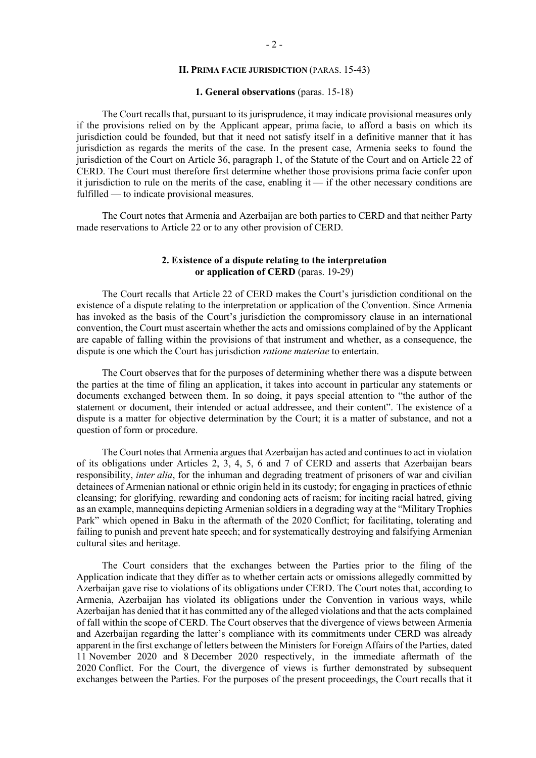## II. PRIMA FACIE JURISDICTION (PARAS. 15-43)

### 1. General observations (paras. 15-18)

The Court recalls that, pursuant to its jurisprudence, it may indicate provisional measures only if the provisions relied on by the Applicant appear, prima facie, to afford a basis on which its jurisdiction could be founded, but that it need not satisfy itself in a definitive manner that it has jurisdiction as regards the merits of the case. In the present case, Armenia seeks to found the jurisdiction of the Court on Article 36, paragraph 1, of the Statute of the Court and on Article 22 of CERD. The Court must therefore first determine whether those provisions prima facie confer upon it jurisdiction to rule on the merits of the case, enabling it — if the other necessary conditions are fulfilled — to indicate provisional measures.

The Court notes that Armenia and Azerbaijan are both parties to CERD and that neither Party made reservations to Article 22 or to any other provision of CERD.

### 2. Existence of a dispute relating to the interpretation or application of CERD (paras. 19-29)

The Court recalls that Article 22 of CERD makes the Court's jurisdiction conditional on the existence of a dispute relating to the interpretation or application of the Convention. Since Armenia has invoked as the basis of the Court's jurisdiction the compromissory clause in an international convention, the Court must ascertain whether the acts and omissions complained of by the Applicant are capable of falling within the provisions of that instrument and whether, as a consequence, the dispute is one which the Court has jurisdiction *ratione materiae* to entertain.

The Court observes that for the purposes of determining whether there was a dispute between the parties at the time of filing an application, it takes into account in particular any statements or documents exchanged between them. In so doing, it pays special attention to "the author of the statement or document, their intended or actual addressee, and their content". The existence of a dispute is a matter for objective determination by the Court; it is a matter of substance, and not a question of form or procedure.

The Court notes that Armenia argues that Azerbaijan has acted and continues to act in violation of its obligations under Articles 2, 3, 4, 5, 6 and 7 of CERD and asserts that Azerbaijan bears responsibility, *inter alia*, for the inhuman and degrading treatment of prisoners of war and civilian detainees of Armenian national or ethnic origin held in its custody; for engaging in practices of ethnic cleansing; for glorifying, rewarding and condoning acts of racism; for inciting racial hatred, giving as an example, mannequins depicting Armenian soldiers in a degrading way at the "Military Trophies Park" which opened in Baku in the aftermath of the 2020 Conflict; for facilitating, tolerating and failing to punish and prevent hate speech; and for systematically destroying and falsifying Armenian cultural sites and heritage.

The Court considers that the exchanges between the Parties prior to the filing of the Application indicate that they differ as to whether certain acts or omissions allegedly committed by Azerbaijan gave rise to violations of its obligations under CERD. The Court notes that, according to Armenia, Azerbaijan has violated its obligations under the Convention in various ways, while Azerbaijan has denied that it has committed any of the alleged violations and that the acts complained of fall within the scope of CERD. The Court observes that the divergence of views between Armenia and Azerbaijan regarding the latter's compliance with its commitments under CERD was already apparent in the first exchange of letters between the Ministers for Foreign Affairs of the Parties, dated 11 November 2020 and 8 December 2020 respectively, in the immediate aftermath of the 2020 Conflict. For the Court, the divergence of views is further demonstrated by subsequent exchanges between the Parties. For the purposes of the present proceedings, the Court recalls that it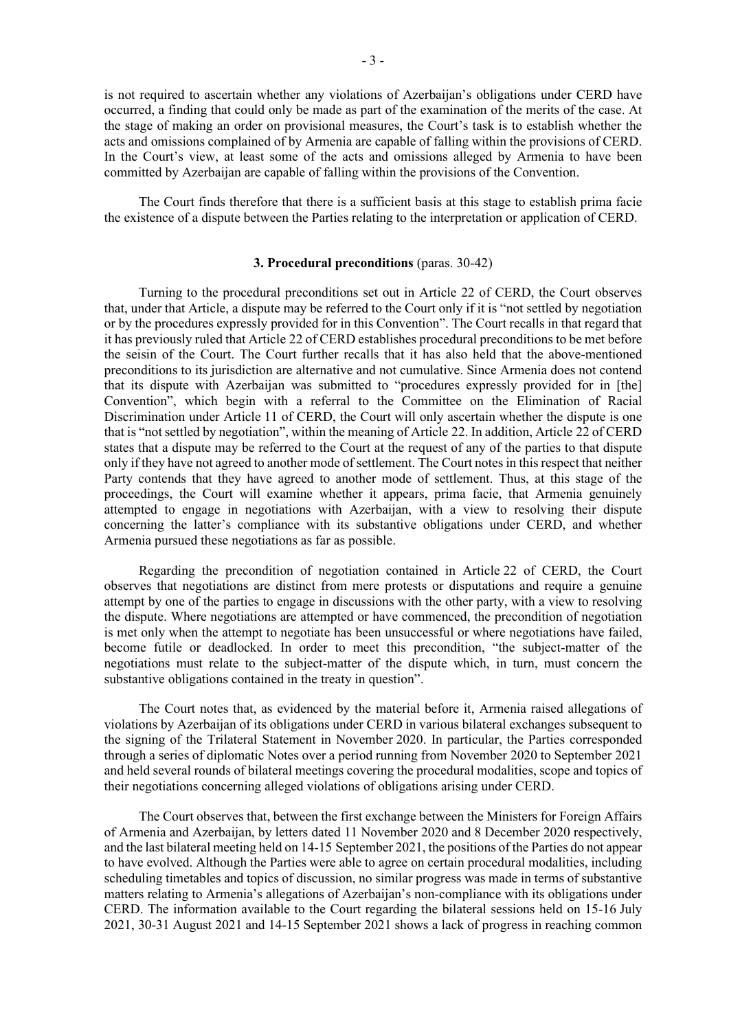is not required to ascertain whether any violations of Azerbaijan's obligations under CERD have occurred, a finding that could only be made as part of the examination of the merits of the case. At the stage of making an order on provisional measures, the Court's task is to establish whether the acts and omissions complained of by Armenia are capable of falling within the provisions of CERD. In the Court's view, at least some of the acts and omissions alleged by Armenia to have been committed by Azerbaijan are capable of falling within the provisions of the Convention.

The Court finds therefore that there is a sufficient basis at this stage to establish prima facie the existence of a dispute between the Parties relating to the interpretation or application of CERD.

### 3. Procedural preconditions (paras. 30-42)

Turning to the procedural preconditions set out in Article 22 of CERD, the Court observes that, under that Article, a dispute may be referred to the Court only if it is "not settled by negotiation or by the procedures expressly provided for in this Convention". The Court recalls in that regard that it has previously ruled that Article 22 of CERD establishes procedural preconditions to be met before the seisin of the Court. The Court further recalls that it has also held that the above-mentioned preconditions to its jurisdiction are alternative and not cumulative. Since Armenia does not contend that its dispute with Azerbaijan was submitted to "procedures expressly provided for in [the] Convention", which begin with a referral to the Committee on the Elimination of Racial Discrimination under Article 11 of CERD, the Court will only ascertain whether the dispute is one that is "not settled by negotiation", within the meaning of Article 22. In addition, Article 22 of CERD states that a dispute may be referred to the Court at the request of any of the parties to that dispute only if they have not agreed to another mode of settlement. The Court notes in this respect that neither Party contends that they have agreed to another mode of settlement. Thus, at this stage of the proceedings, the Court will examine whether it appears, prima facie, that Armenia genuinely attempted to engage in negotiations with Azerbaijan, with a view to resolving their dispute concerning the latter's compliance with its substantive obligations under CERD, and whether Armenia pursued these negotiations as far as possible.

Regarding the precondition of negotiation contained in Article 22 of CERD, the Court observes that negotiations are distinct from mere protests or disputations and require a genuine attempt by one of the parties to engage in discussions with the other party, with a view to resolving the dispute. Where negotiations are attempted or have commenced, the precondition of negotiation is met only when the attempt to negotiate has been unsuccessful or where negotiations have failed, become futile or deadlocked. In order to meet this precondition, "the subject-matter of the negotiations must relate to the subject-matter of the dispute which, in turn, must concern the substantive obligations contained in the treaty in question".

The Court notes that, as evidenced by the material before it, Armenia raised allegations of violations by Azerbaijan of its obligations under CERD in various bilateral exchanges subsequent to the signing of the Trilateral Statement in November 2020. In particular, the Parties corresponded through a series of diplomatic Notes over a period running from November 2020 to September 2021 and held several rounds of bilateral meetings covering the procedural modalities, scope and topics of their negotiations concerning alleged violations of obligations arising under CERD.

The Court observes that, between the first exchange between the Ministers for Foreign Affairs of Armenia and Azerbaijan, by letters dated 11 November 2020 and 8 December 2020 respectively, and the last bilateral meeting held on 14-15 September 2021, the positions of the Parties do not appear to have evolved. Although the Parties were able to agree on certain procedural modalities, including scheduling timetables and topics of discussion, no similar progress was made in terms of substantive matters relating to Armenia's allegations of Azerbaijan's non-compliance with its obligations under CERD. The information available to the Court regarding the bilateral sessions held on 15-16 July 2021, 30-31 August 2021 and 14-15 September 2021 shows a lack of progress in reaching common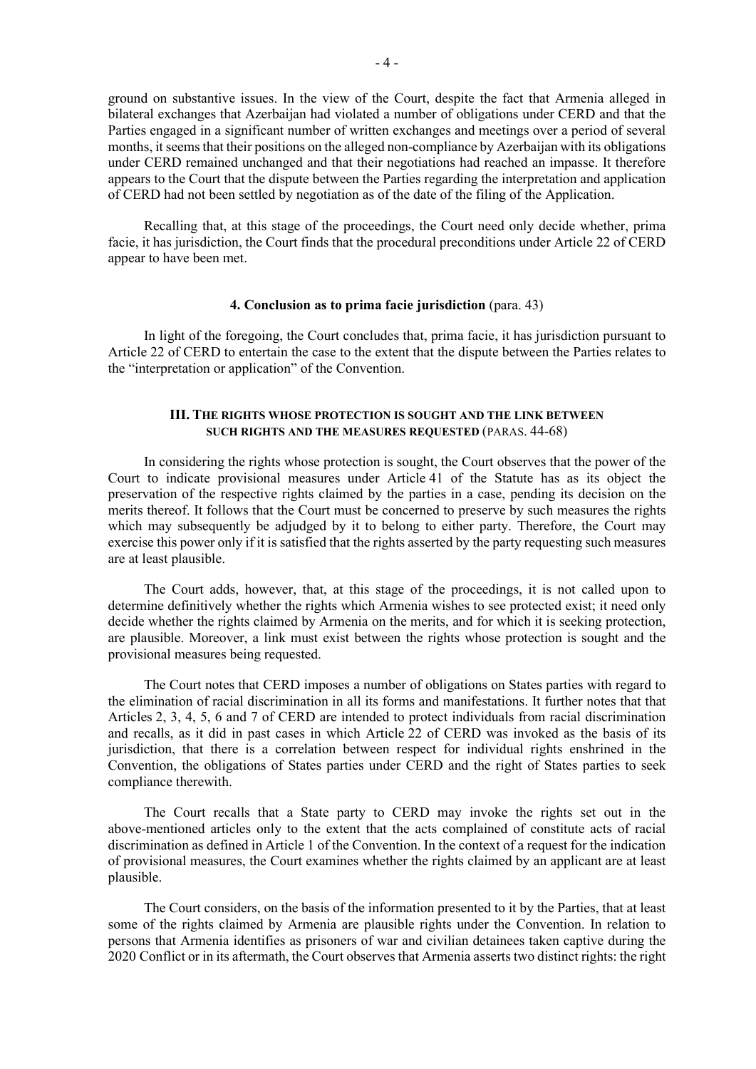ground on substantive issues. In the view of the Court, despite the fact that Armenia alleged in bilateral exchanges that Azerbaijan had violated a number of obligations under CERD and that the Parties engaged in a significant number of written exchanges and meetings over a period of several months, it seems that their positions on the alleged non-compliance by Azerbaijan with its obligations under CERD remained unchanged and that their negotiations had reached an impasse. It therefore appears to the Court that the dispute between the Parties regarding the interpretation and application of CERD had not been settled by negotiation as of the date of the filing of the Application.

Recalling that, at this stage of the proceedings, the Court need only decide whether, prima facie, it has jurisdiction, the Court finds that the procedural preconditions under Article 22 of CERD appear to have been met.

#### **4. Conclusion as to prima facie jurisdiction** (para. 43)

In light of the foregoing, the Court concludes that, prima facie, it has jurisdiction pursuant to Article 22 of CERD to entertain the case to the extent that the dispute between the Parties relates to the "interpretation or application" of the Convention.

### III. THE RIGHTS WHOSE PROTECTION IS SOUGHT AND THE LINK BETWEEN SUCH RIGHTS AND THE MEASURES REQUESTED (PARAS. 44-68)

In considering the rights whose protection is sought, the Court observes that the power of the Court to indicate provisional measures under Article 41 of the Statute has as its object the preservation of the respective rights claimed by the parties in a case, pending its decision on the merits thereof. It follows that the Court must be concerned to preserve by such measures the rights which may subsequently be adjudged by it to belong to either party. Therefore, the Court may exercise this power only if it is satisfied that the rights asserted by the party requesting such measures are at least plausible.

The Court adds, however, that, at this stage of the proceedings, it is not called upon to determine definitively whether the rights which Armenia wishes to see protected exist; it need only decide whether the rights claimed by Armenia on the merits, and for which it is seeking protection, are plausible. Moreover, a link must exist between the rights whose protection is sought and the provisional measures being requested.

The Court notes that CERD imposes a number of obligations on States parties with regard to the elimination of racial discrimination in all its forms and manifestations. It further notes that that Articles 2, 3, 4, 5, 6 and 7 of CERD are intended to protect individuals from racial discrimination and recalls, as it did in past cases in which Article 22 of CERD was invoked as the basis of its jurisdiction, that there is a correlation between respect for individual rights enshrined in the Convention, the obligations of States parties under CERD and the right of States parties to seek compliance therewith.

The Court recalls that a State party to CERD may invoke the rights set out in the above-mentioned articles only to the extent that the acts complained of constitute acts of racial discrimination as defined in Article 1 of the Convention. In the context of a request for the indication of provisional measures, the Court examines whether the rights claimed by an applicant are at least plausible.

The Court considers, on the basis of the information presented to it by the Parties, that at least some of the rights claimed by Armenia are plausible rights under the Convention. In relation to persons that Armenia identifies as prisoners of war and civilian detainees taken captive during the 2020 Conflict or in its aftermath, the Court observes that Armenia asserts two distinct rights: the right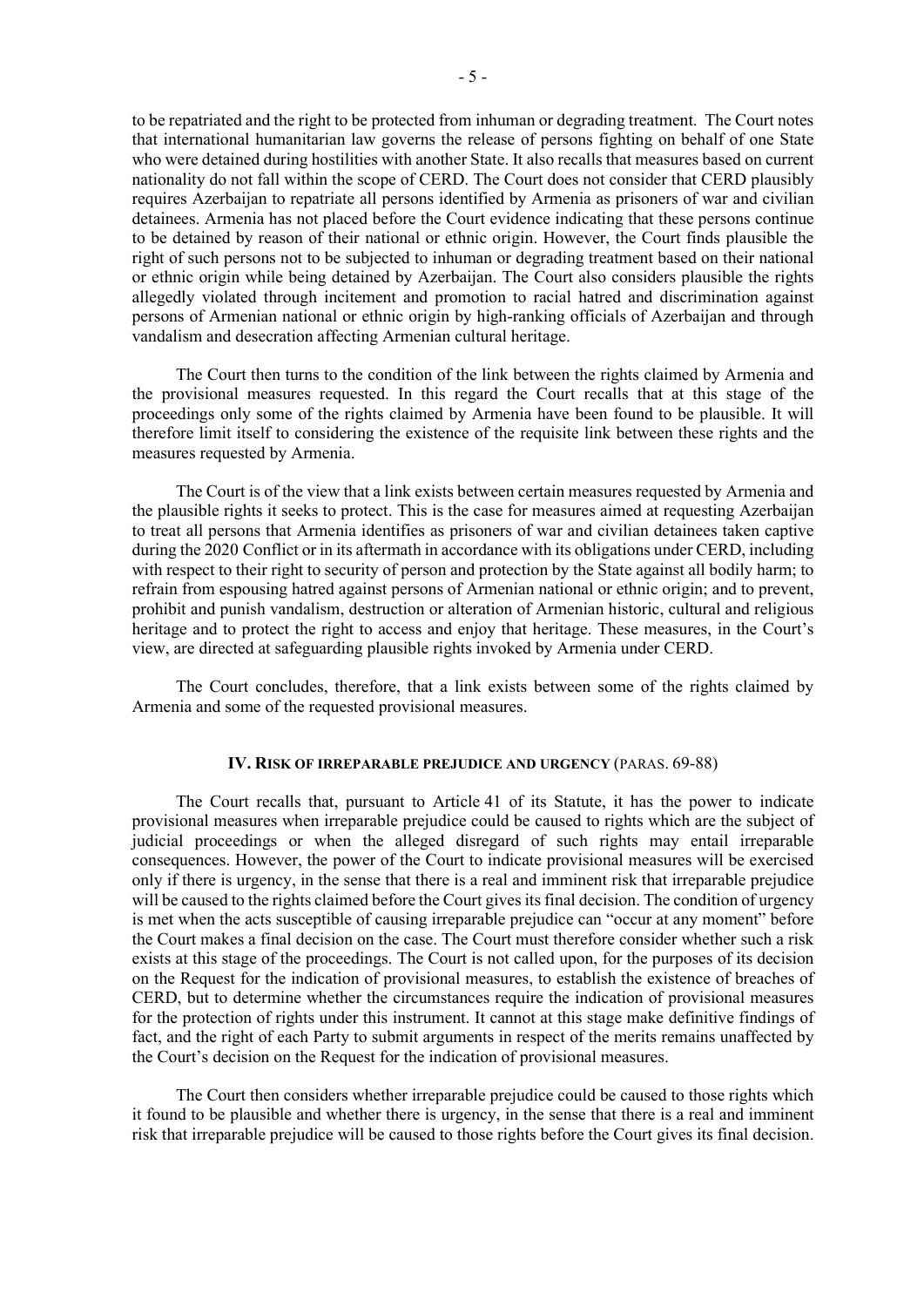to be repatriated and the right to be protected from inhuman or degrading treatment. The Court notes that international humanitarian law governs the release of persons fighting on behalf of one State who were detained during hostilities with another State. It also recalls that measures based on current nationality do not fall within the scope of CERD. The Court does not consider that CERD plausibly requires Azerbaijan to repatriate all persons identified by Armenia as prisoners of war and civilian detainees. Armenia has not placed before the Court evidence indicating that these persons continue to be detained by reason of their national or ethnic origin. However, the Court finds plausible the right of such persons not to be subjected to inhuman or degrading treatment based on their national or ethnic origin while being detained by Azerbaijan. The Court also considers plausible the rights allegedly violated through incitement and promotion to racial hatred and discrimination against persons of Armenian national or ethnic origin by high-ranking officials of Azerbaijan and through vandalism and desecration affecting Armenian cultural heritage.

The Court then turns to the condition of the link between the rights claimed by Armenia and the provisional measures requested. In this regard the Court recalls that at this stage of the proceedings only some of the rights claimed by Armenia have been found to be plausible. It will therefore limit itself to considering the existence of the requisite link between these rights and the measures requested by Armenia.

The Court is of the view that a link exists between certain measures requested by Armenia and the plausible rights it seeks to protect. This is the case for measures aimed at requesting Azerbaijan to treat all persons that Armenia identifies as prisoners of war and civilian detainees taken captive during the 2020 Conflict or in its aftermath in accordance with its obligations under CERD, including with respect to their right to security of person and protection by the State against all bodily harm; to refrain from espousing hatred against persons of Armenian national or ethnic origin; and to prevent, prohibit and punish vandalism, destruction or alteration of Armenian historic, cultural and religious heritage and to protect the right to access and enjoy that heritage. These measures, in the Court's view, are directed at safeguarding plausible rights invoked by Armenia under CERD.

The Court concludes, therefore, that a link exists between some of the rights claimed by Armenia and some of the requested provisional measures.

#### IV. RISK OF IRREPARABLE PREJUDICE AND URGENCY (PARAS. 69-88)

The Court recalls that, pursuant to Article 41 of its Statute, it has the power to indicate provisional measures when irreparable prejudice could be caused to rights which are the subject of judicial proceedings or when the alleged disregard of such rights may entail irreparable consequences. However, the power of the Court to indicate provisional measures will be exercised only if there is urgency, in the sense that there is a real and imminent risk that irreparable prejudice will be caused to the rights claimed before the Court gives its final decision. The condition of urgency is met when the acts susceptible of causing irreparable prejudice can "occur at any moment" before the Court makes a final decision on the case. The Court must therefore consider whether such a risk exists at this stage of the proceedings. The Court is not called upon, for the purposes of its decision on the Request for the indication of provisional measures, to establish the existence of breaches of CERD, but to determine whether the circumstances require the indication of provisional measures for the protection of rights under this instrument. It cannot at this stage make definitive findings of fact, and the right of each Party to submit arguments in respect of the merits remains unaffected by the Court's decision on the Request for the indication of provisional measures.

The Court then considers whether irreparable prejudice could be caused to those rights which it found to be plausible and whether there is urgency, in the sense that there is a real and imminent risk that irreparable prejudice will be caused to those rights before the Court gives its final decision.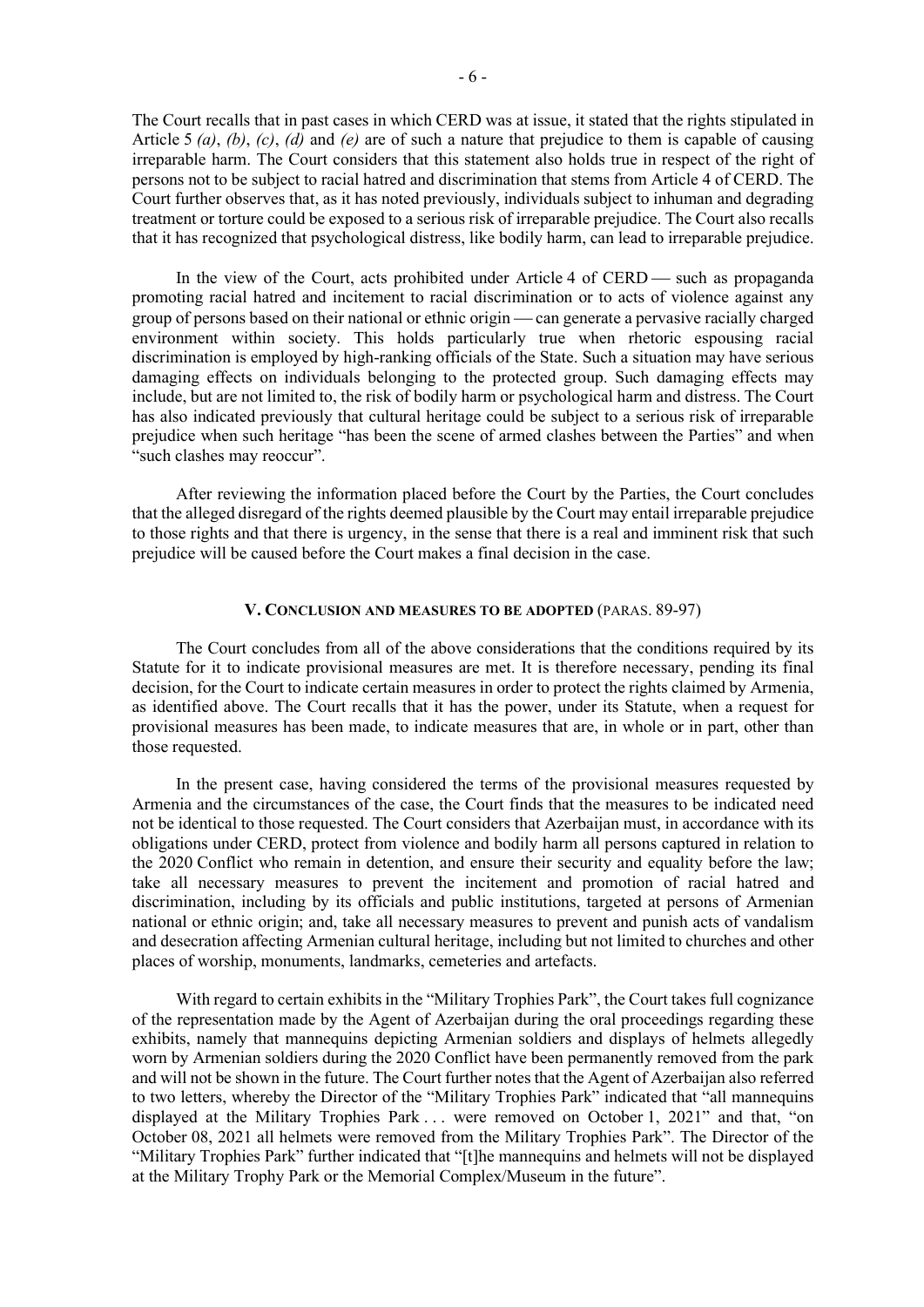The Court recalls that in past cases in which CERD was at issue, it stated that the rights stipulated in Article 5 *(a)*, *(b)*, *(c)*, *(d)* and *(e)* are of such a nature that prejudice to them is capable of causing irreparable harm. The Court considers that this statement also holds true in respect of the right of persons not to be subject to racial hatred and discrimination that stems from Article 4 of CERD. The Court further observes that, as it has noted previously, individuals subject to inhuman and degrading treatment or torture could be exposed to a serious risk of irreparable prejudice. The Court also recalls that it has recognized that psychological distress, like bodily harm, can lead to irreparable prejudice.

In the view of the Court, acts prohibited under Article 4 of CERD — such as propaganda promoting racial hatred and incitement to racial discrimination or to acts of violence against any group of persons based on their national or ethnic origin — can generate a pervasive racially charged environment within society. This holds particularly true when rhetoric espousing racial discrimination is employed by high-ranking officials of the State. Such a situation may have serious damaging effects on individuals belonging to the protected group. Such damaging effects may include, but are not limited to, the risk of bodily harm or psychological harm and distress. The Court has also indicated previously that cultural heritage could be subject to a serious risk of irreparable prejudice when such heritage "has been the scene of armed clashes between the Parties" and when "such clashes may reoccur".

After reviewing the information placed before the Court by the Parties, the Court concludes that the alleged disregard of the rights deemed plausible by the Court may entail irreparable prejudice to those rights and that there is urgency, in the sense that there is a real and imminent risk that such prejudice will be caused before the Court makes a final decision in the case.

## V. CONCLUSION AND MEASURES TO BE ADOPTED (PARAS. 89-97)

The Court concludes from all of the above considerations that the conditions required by its Statute for it to indicate provisional measures are met. It is therefore necessary, pending its final decision, for the Court to indicate certain measures in order to protect the rights claimed by Armenia, as identified above. The Court recalls that it has the power, under its Statute, when a request for provisional measures has been made, to indicate measures that are, in whole or in part, other than those requested.

In the present case, having considered the terms of the provisional measures requested by Armenia and the circumstances of the case, the Court finds that the measures to be indicated need not be identical to those requested. The Court considers that Azerbaijan must, in accordance with its obligations under CERD, protect from violence and bodily harm all persons captured in relation to the 2020 Conflict who remain in detention, and ensure their security and equality before the law; take all necessary measures to prevent the incitement and promotion of racial hatred and discrimination, including by its officials and public institutions, targeted at persons of Armenian national or ethnic origin; and, take all necessary measures to prevent and punish acts of vandalism and desecration affecting Armenian cultural heritage, including but not limited to churches and other places of worship, monuments, landmarks, cemeteries and artefacts.

With regard to certain exhibits in the "Military Trophies Park", the Court takes full cognizance of the representation made by the Agent of Azerbaijan during the oral proceedings regarding these exhibits, namely that mannequins depicting Armenian soldiers and displays of helmets allegedly worn by Armenian soldiers during the 2020 Conflict have been permanently removed from the park and will not be shown in the future. The Court further notes that the Agent of Azerbaijan also referred to two letters, whereby the Director of the "Military Trophies Park" indicated that "all mannequins displayed at the Military Trophies Park . . . were removed on October 1, 2021" and that, "on October 08, 2021 all helmets were removed from the Military Trophies Park". The Director of the "Military Trophies Park" further indicated that "[t]he mannequins and helmets will not be displayed at the Military Trophy Park or the Memorial Complex/Museum in the future".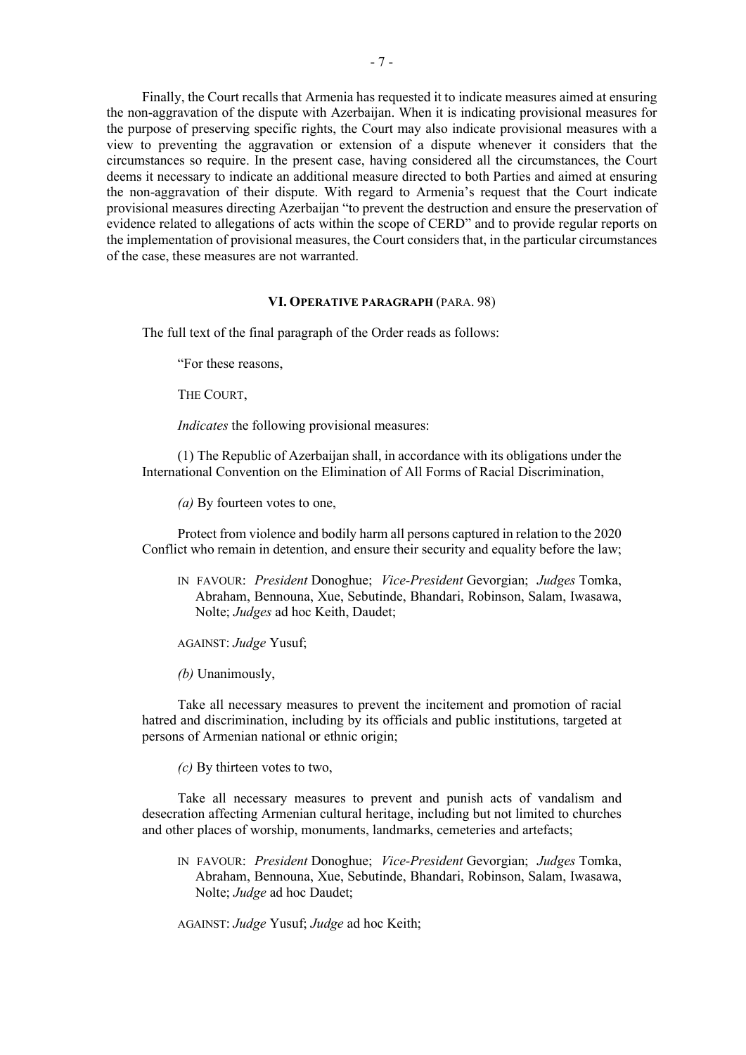Finally, the Court recalls that Armenia has requested it to indicate measures aimed at ensuring the non-aggravation of the dispute with Azerbaijan. When it is indicating provisional measures for the purpose of preserving specific rights, the Court may also indicate provisional measures with a view to preventing the aggravation or extension of a dispute whenever it considers that the circumstances so require. In the present case, having considered all the circumstances, the Court deems it necessary to indicate an additional measure directed to both Parties and aimed at ensuring the non-aggravation of their dispute. With regard to Armenia's request that the Court indicate provisional measures directing Azerbaijan "to prevent the destruction and ensure the preservation of evidence related to allegations of acts within the scope of CERD" and to provide regular reports on the implementation of provisional measures, the Court considers that, in the particular circumstances of the case, these measures are not warranted.

#### VI. OPERATIVE PARAGRAPH (PARA. 98)

The full text of the final paragraph of the Order reads as follows:

"For these reasons,

THE COURT,

*Indicates* the following provisional measures:

(1) The Republic of Azerbaijan shall, in accordance with its obligations under the International Convention on the Elimination of All Forms of Racial Discrimination,

*(a)* By fourteen votes to one,

Protect from violence and bodily harm all persons captured in relation to the 2020 Conflict who remain in detention, and ensure their security and equality before the law;

IN FAVOUR: *President* Donoghue; *Vice-President* Gevorgian; *Judges* Tomka, Abraham, Bennouna, Xue, Sebutinde, Bhandari, Robinson, Salam, Iwasawa, Nolte; *Judges* ad hoc Keith, Daudet;

AGAINST: *Judge* Yusuf;

*(b)* Unanimously,

Take all necessary measures to prevent the incitement and promotion of racial hatred and discrimination, including by its officials and public institutions, targeted at persons of Armenian national or ethnic origin;

*(c)* By thirteen votes to two,

Take all necessary measures to prevent and punish acts of vandalism and desecration affecting Armenian cultural heritage, including but not limited to churches and other places of worship, monuments, landmarks, cemeteries and artefacts;

IN FAVOUR: *President* Donoghue; *Vice-President* Gevorgian; *Judges* Tomka, Abraham, Bennouna, Xue, Sebutinde, Bhandari, Robinson, Salam, Iwasawa, Nolte; *Judge* ad hoc Daudet;

AGAINST: *Judge* Yusuf; *Judge* ad hoc Keith;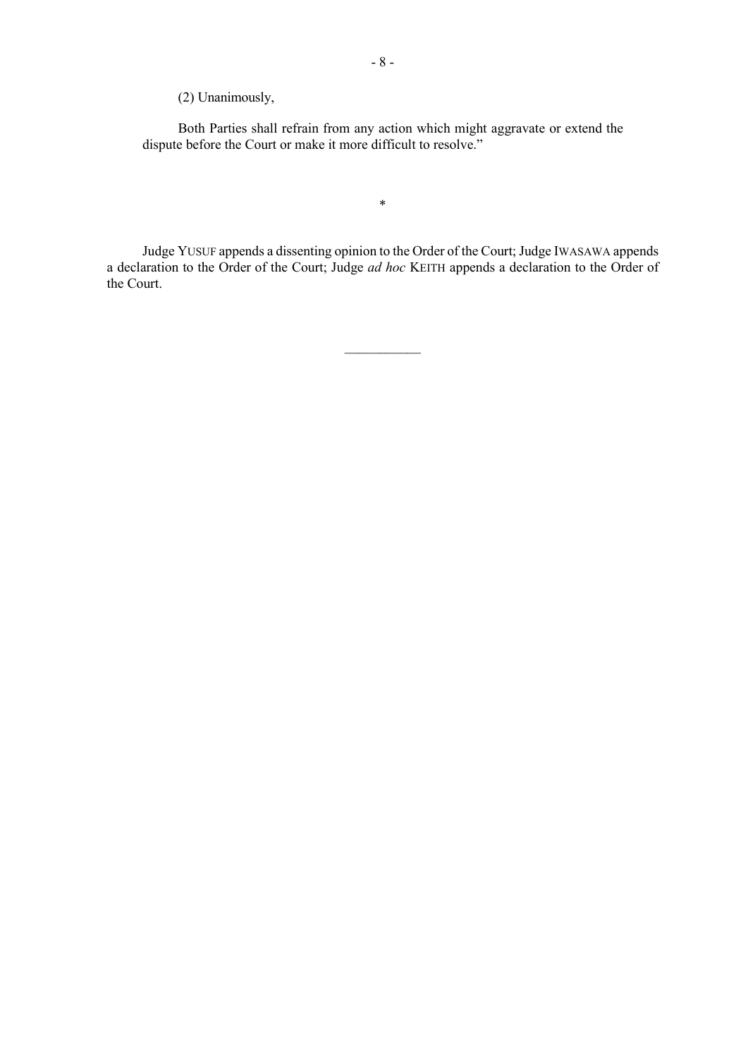(2) Unanimously,

Both Parties shall refrain from any action which might aggravate or extend the dispute before the Court or make it more difficult to resolve."

*

Judge YUSUF appends a dissenting opinion to the Order of the Court; Judge IWASAWA appends a declaration to the Order of the Court; Judge *ad hoc* KEITH appends a declaration to the Order of the Court.

___________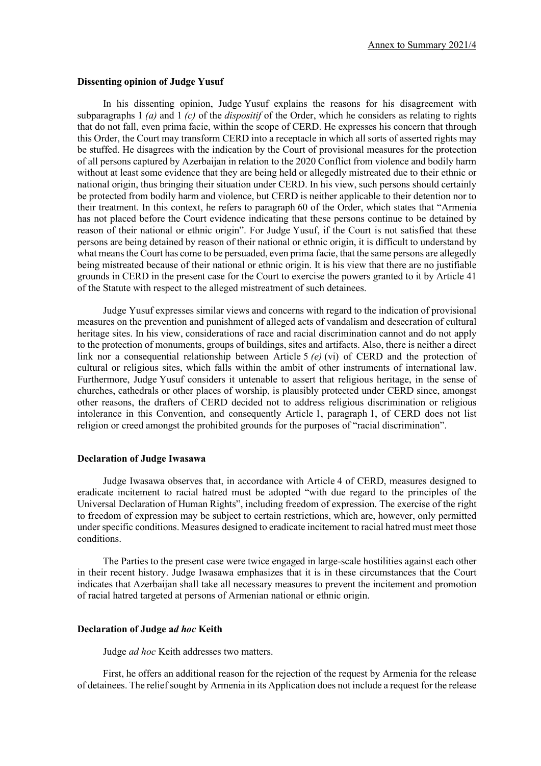**Dissenting opinion of Judge Yusuf**

In his dissenting opinion, Judge Yusuf explains the reasons for his disagreement with subparagraphs 1 *(a)* and 1 *(c)* of the *dispositif* of the Order, which he considers as relating to rights that do not fall, even prima facie, within the scope of CERD. He expresses his concern that through this Order, the Court may transform CERD into a receptacle in which all sorts of asserted rights may be stuffed. He disagrees with the indication by the Court of provisional measures for the protection of all persons captured by Azerbaijan in relation to the 2020 Conflict from violence and bodily harm without at least some evidence that they are being held or allegedly mistreated due to their ethnic or national origin, thus bringing their situation under CERD. In his view, such persons should certainly be protected from bodily harm and violence, but CERD is neither applicable to their detention nor to their treatment. In this context, he refers to paragraph 60 of the Order, which states that "Armenia has not placed before the Court evidence indicating that these persons continue to be detained by reason of their national or ethnic origin". For Judge Yusuf, if the Court is not satisfied that these persons are being detained by reason of their national or ethnic origin, it is difficult to understand by what means the Court has come to be persuaded, even prima facie, that the same persons are allegedly being mistreated because of their national or ethnic origin. It is his view that there are no justifiable grounds in CERD in the present case for the Court to exercise the powers granted to it by Article 41 of the Statute with respect to the alleged mistreatment of such detainees.

Judge Yusuf expresses similar views and concerns with regard to the indication of provisional measures on the prevention and punishment of alleged acts of vandalism and desecration of cultural heritage sites. In his view, considerations of race and racial discrimination cannot and do not apply to the protection of monuments, groups of buildings, sites and artifacts. Also, there is neither a direct link nor a consequential relationship between Article 5 *(e)* (vi) of CERD and the protection of cultural or religious sites, which falls within the ambit of other instruments of international law. Furthermore, Judge Yusuf considers it untenable to assert that religious heritage, in the sense of churches, cathedrals or other places of worship, is plausibly protected under CERD since, amongst other reasons, the drafters of CERD decided not to address religious discrimination or religious intolerance in this Convention, and consequently Article 1, paragraph 1, of CERD does not list religion or creed amongst the prohibited grounds for the purposes of "racial discrimination".

**Declaration of Judge Iwasawa**

Judge Iwasawa observes that, in accordance with Article 4 of CERD, measures designed to eradicate incitement to racial hatred must be adopted "with due regard to the principles of the Universal Declaration of Human Rights", including freedom of expression. The exercise of the right to freedom of expression may be subject to certain restrictions, which are, however, only permitted under specific conditions. Measures designed to eradicate incitement to racial hatred must meet those conditions.

The Parties to the present case were twice engaged in large-scale hostilities against each other in their recent history. Judge Iwasawa emphasizes that it is in these circumstances that the Court indicates that Azerbaijan shall take all necessary measures to prevent the incitement and promotion of racial hatred targeted at persons of Armenian national or ethnic origin.

**Declaration of Judge a*d hoc* Keith**

Judge *ad hoc* Keith addresses two matters.

First, he offers an additional reason for the rejection of the request by Armenia for the release of detainees. The relief sought by Armenia in its Application does not include a request for the release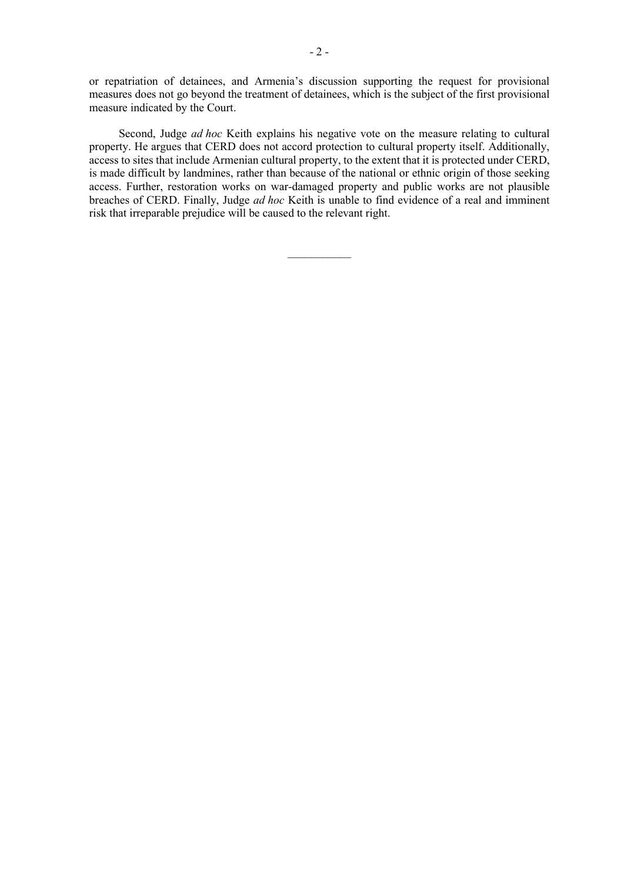or repatriation of detainees, and Armenia's discussion supporting the request for provisional measures does not go beyond the treatment of detainees, which is the subject of the first provisional measure indicated by the Court.

Second, Judge *ad hoc* Keith explains his negative vote on the measure relating to cultural property. He argues that CERD does not accord protection to cultural property itself. Additionally, access to sites that include Armenian cultural property, to the extent that it is protected under CERD, is made difficult by landmines, rather than because of the national or ethnic origin of those seeking access. Further, restoration works on war-damaged property and public works are not plausible breaches of CERD. Finally, Judge *ad hoc* Keith is unable to find evidence of a real and imminent risk that irreparable prejudice will be caused to the relevant right.

___________